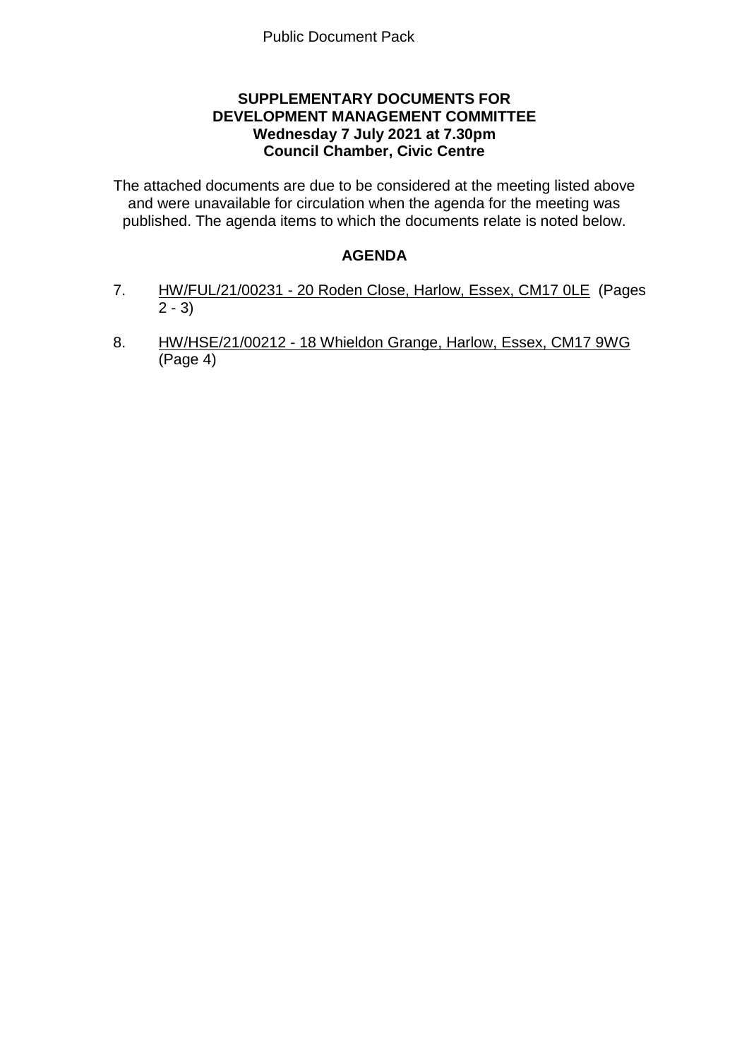Public Document Pack

**SUPPLEMENTARY DOCUMENTS FOR DEVELOPMENT MANAGEMENT COMMITTEE**
**Wednesday 7 July 2021 at 7.30pm**
**Council Chamber, Civic Centre**

The attached documents are due to be considered at the meeting listed above and were unavailable for circulation when the agenda for the meeting was published. The agenda items to which the documents relate is noted below.

## AGENDA

7. HW/FUL/21/00231 - 20 Roden Close, Harlow, Essex, CM17 0LE (Pages 2 - 3)

8. HW/HSE/21/00212 - 18 Whieldon Grange, Harlow, Essex, CM17 9WG (Page 4)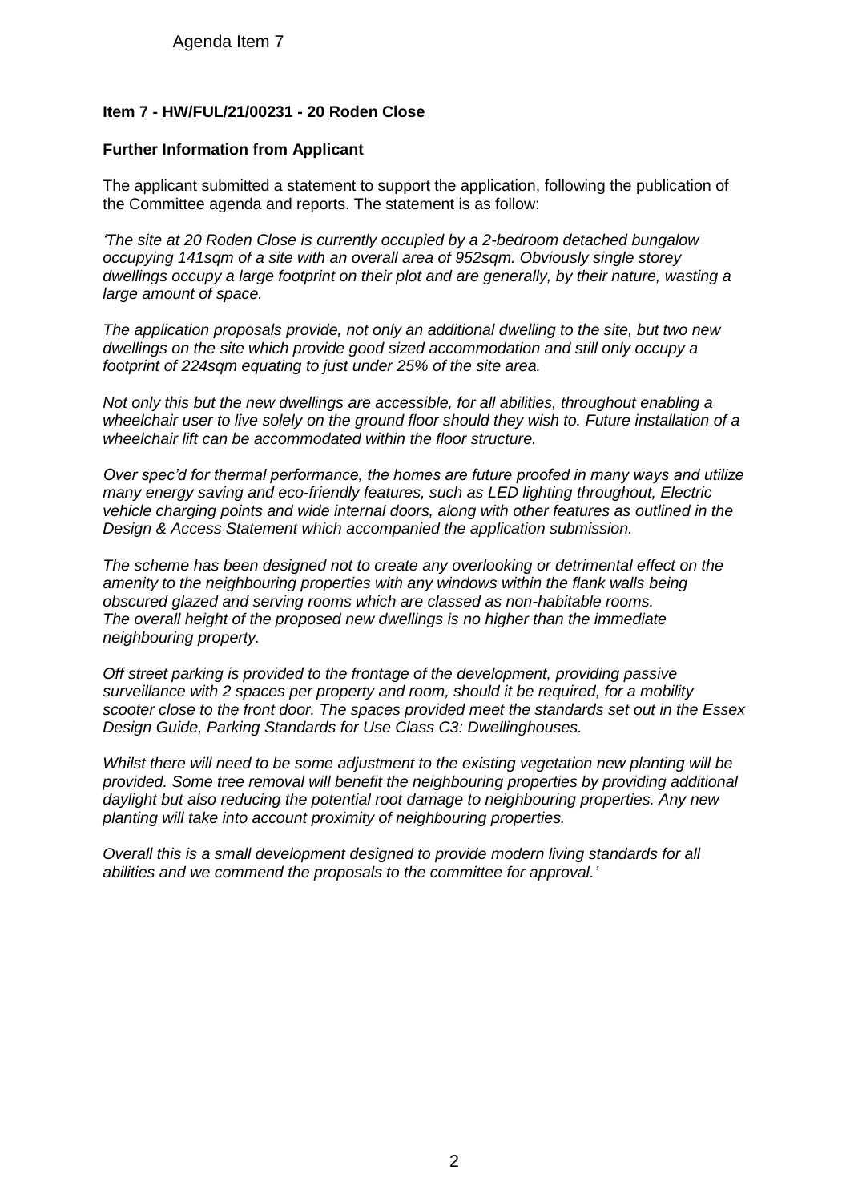Agenda Item 7

**Item 7 - HW/FUL/21/00231 - 20 Roden Close**

**Further Information from Applicant**

The applicant submitted a statement to support the application, following the publication of the Committee agenda and reports. The statement is as follow:

*'The site at 20 Roden Close is currently occupied by a 2-bedroom detached bungalow occupying 141sqm of a site with an overall area of 952sqm. Obviously single storey dwellings occupy a large footprint on their plot and are generally, by their nature, wasting a large amount of space.*

*The application proposals provide, not only an additional dwelling to the site, but two new dwellings on the site which provide good sized accommodation and still only occupy a footprint of 224sqm equating to just under 25% of the site area.*

*Not only this but the new dwellings are accessible, for all abilities, throughout enabling a wheelchair user to live solely on the ground floor should they wish to. Future installation of a wheelchair lift can be accommodated within the floor structure.*

*Over spec'd for thermal performance, the homes are future proofed in many ways and utilize many energy saving and eco-friendly features, such as LED lighting throughout, Electric vehicle charging points and wide internal doors, along with other features as outlined in the Design & Access Statement which accompanied the application submission.*

*The scheme has been designed not to create any overlooking or detrimental effect on the amenity to the neighbouring properties with any windows within the flank walls being obscured glazed and serving rooms which are classed as non-habitable rooms. The overall height of the proposed new dwellings is no higher than the immediate neighbouring property.*

*Off street parking is provided to the frontage of the development, providing passive surveillance with 2 spaces per property and room, should it be required, for a mobility scooter close to the front door. The spaces provided meet the standards set out in the Essex Design Guide, Parking Standards for Use Class C3: Dwellinghouses.*

*Whilst there will need to be some adjustment to the existing vegetation new planting will be provided. Some tree removal will benefit the neighbouring properties by providing additional daylight but also reducing the potential root damage to neighbouring properties. Any new planting will take into account proximity of neighbouring properties.*

*Overall this is a small development designed to provide modern living standards for all abilities and we commend the proposals to the committee for approval.'*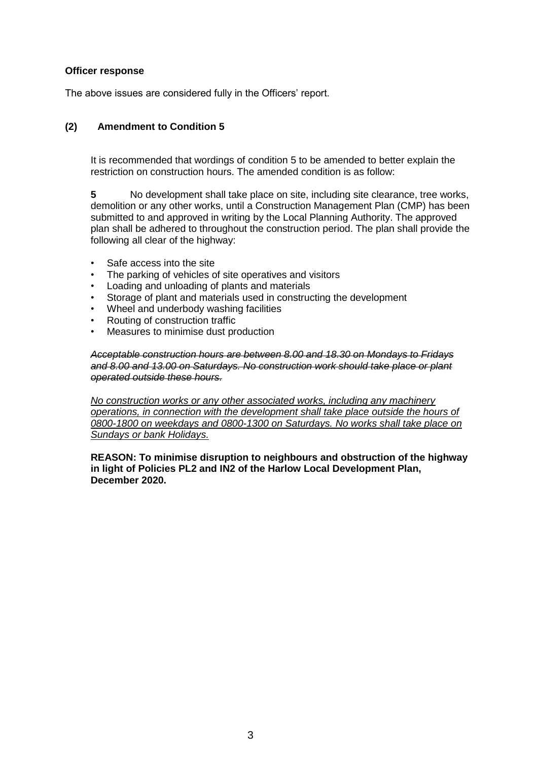**Officer response**

The above issues are considered fully in the Officers' report.

### (2) Amendment to Condition 5

It is recommended that wordings of condition 5 to be amended to better explain the restriction on construction hours. The amended condition is as follow:

**5** No development shall take place on site, including site clearance, tree works, demolition or any other works, until a Construction Management Plan (CMP) has been submitted to and approved in writing by the Local Planning Authority. The approved plan shall be adhered to throughout the construction period. The plan shall provide the following all clear of the highway:

- Safe access into the site
- The parking of vehicles of site operatives and visitors
- Loading and unloading of plants and materials
- Storage of plant and materials used in constructing the development
- Wheel and underbody washing facilities
- Routing of construction traffic
- Measures to minimise dust production

~~*Acceptable construction hours are between 8.00 and 18.30 on Mondays to Fridays and 8.00 and 13.00 on Saturdays. No construction work should take place or plant operated outside these hours.*~~

<u>*No construction works or any other associated works, including any machinery operations, in connection with the development shall take place outside the hours of 0800-1800 on weekdays and 0800-1300 on Saturdays. No works shall take place on Sundays or bank Holidays.*</u>

**REASON: To minimise disruption to neighbours and obstruction of the highway in light of Policies PL2 and IN2 of the Harlow Local Development Plan, December 2020.**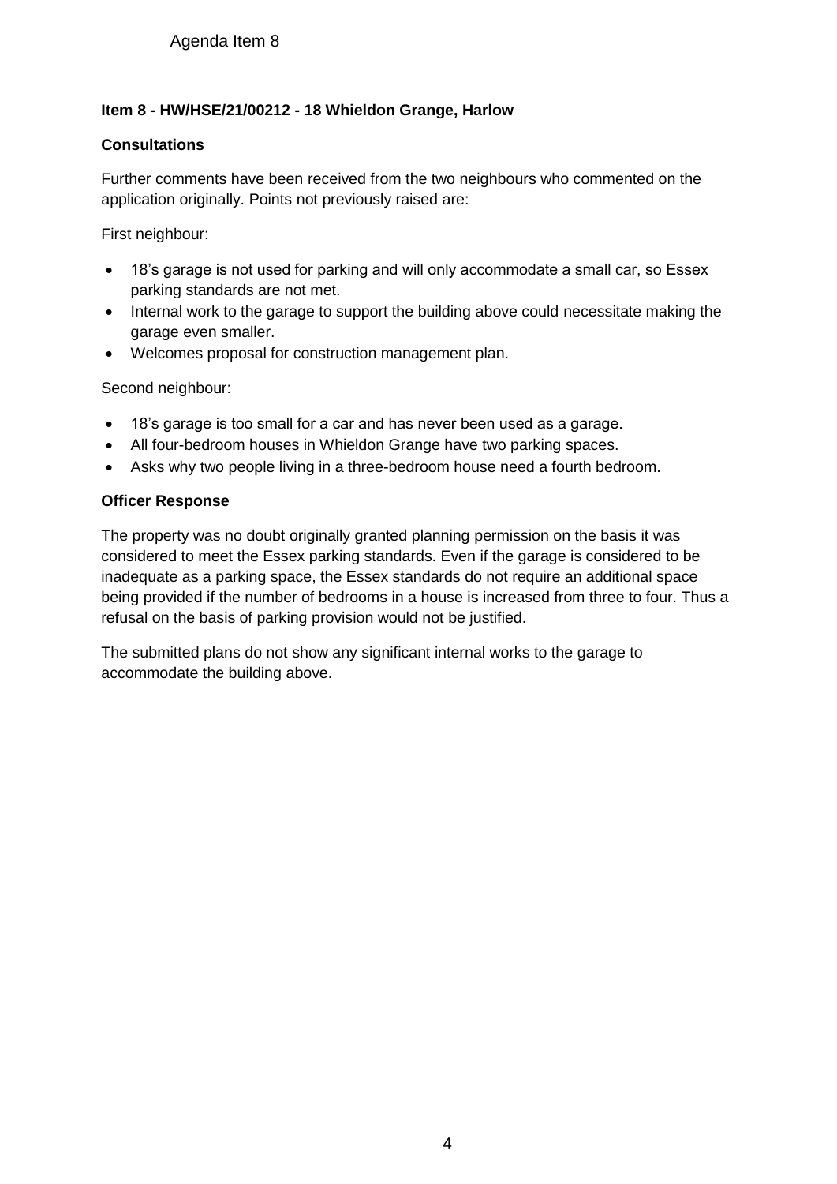Agenda Item 8

**Item 8 - HW/HSE/21/00212 - 18 Whieldon Grange, Harlow**

**Consultations**

Further comments have been received from the two neighbours who commented on the application originally. Points not previously raised are:

First neighbour:

- 18's garage is not used for parking and will only accommodate a small car, so Essex parking standards are not met.
- Internal work to the garage to support the building above could necessitate making the garage even smaller.
- Welcomes proposal for construction management plan.

Second neighbour:

- 18's garage is too small for a car and has never been used as a garage.
- All four-bedroom houses in Whieldon Grange have two parking spaces.
- Asks why two people living in a three-bedroom house need a fourth bedroom.

**Officer Response**

The property was no doubt originally granted planning permission on the basis it was considered to meet the Essex parking standards. Even if the garage is considered to be inadequate as a parking space, the Essex standards do not require an additional space being provided if the number of bedrooms in a house is increased from three to four. Thus a refusal on the basis of parking provision would not be justified.

The submitted plans do not show any significant internal works to the garage to accommodate the building above.